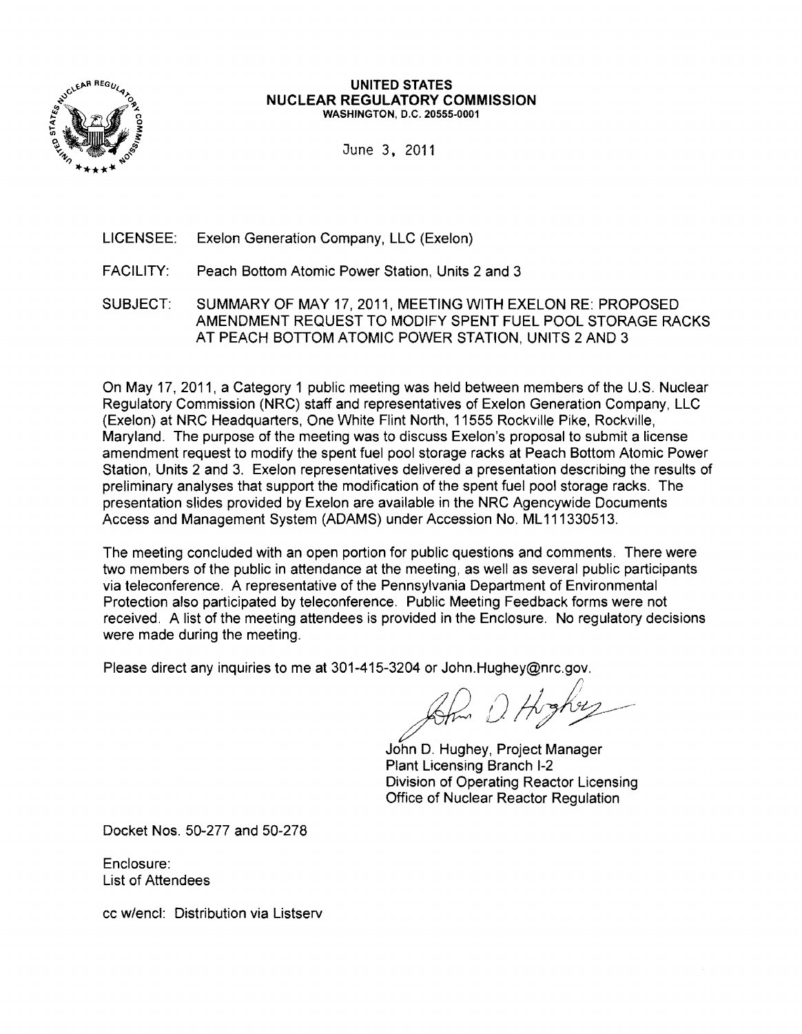**UNITED STATES**
**NUCLEAR REGULATORY COMMISSION**
WASHINGTON, D.C. 20555-0001

June 3, 2011

LICENSEE: Exelon Generation Company, LLC (Exelon)

FACILITY: Peach Bottom Atomic Power Station, Units 2 and 3

SUBJECT: SUMMARY OF MAY 17, 2011, MEETING WITH EXELON RE: PROPOSED AMENDMENT REQUEST TO MODIFY SPENT FUEL POOL STORAGE RACKS AT PEACH BOTTOM ATOMIC POWER STATION, UNITS 2 AND 3

On May 17, 2011, a Category 1 public meeting was held between members of the U.S. Nuclear Regulatory Commission (NRC) staff and representatives of Exelon Generation Company, LLC (Exelon) at NRC Headquarters, One White Flint North, 11555 Rockville Pike, Rockville, Maryland. The purpose of the meeting was to discuss Exelon's proposal to submit a license amendment request to modify the spent fuel pool storage racks at Peach Bottom Atomic Power Station, Units 2 and 3. Exelon representatives delivered a presentation describing the results of preliminary analyses that support the modification of the spent fuel pool storage racks. The presentation slides provided by Exelon are available in the NRC Agencywide Documents Access and Management System (ADAMS) under Accession No. ML111330513.

The meeting concluded with an open portion for public questions and comments. There were two members of the public in attendance at the meeting, as well as several public participants via teleconference. A representative of the Pennsylvania Department of Environmental Protection also participated by teleconference. Public Meeting Feedback forms were not received. A list of the meeting attendees is provided in the Enclosure. No regulatory decisions were made during the meeting.

Please direct any inquiries to me at 301-415-3204 or John.Hughey@nrc.gov.

John D. Hughey, Project Manager
Plant Licensing Branch I-2
Division of Operating Reactor Licensing
Office of Nuclear Reactor Regulation

Docket Nos. 50-277 and 50-278

Enclosure:
List of Attendees

cc w/encl: Distribution via Listserv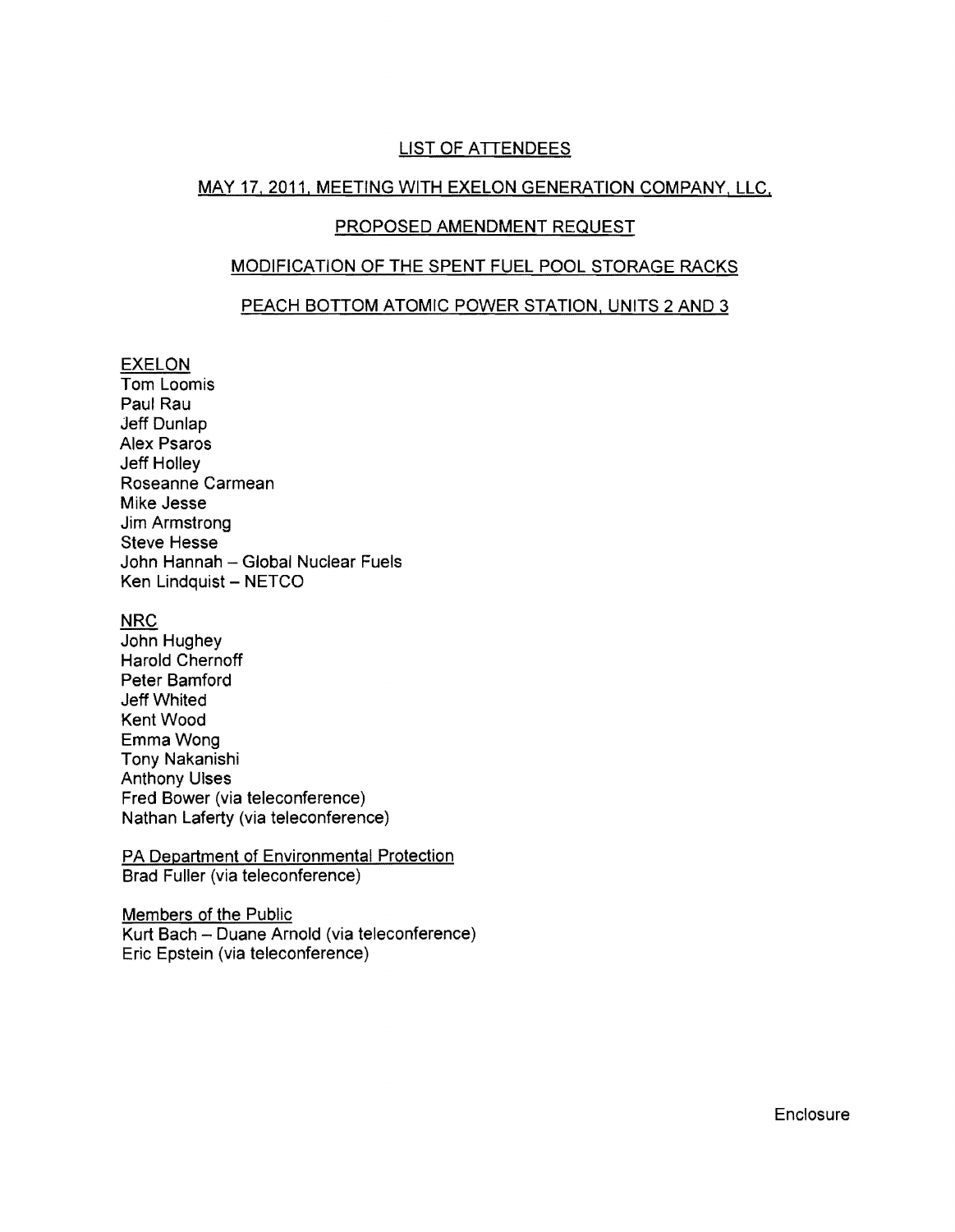# LIST OF ATTENDEES

## MAY 17, 2011, MEETING WITH EXELON GENERATION COMPANY, LLC,

## PROPOSED AMENDMENT REQUEST

## MODIFICATION OF THE SPENT FUEL POOL STORAGE RACKS

## PEACH BOTTOM ATOMIC POWER STATION, UNITS 2 AND 3

EXELON
Tom Loomis
Paul Rau
Jeff Dunlap
Alex Psaros
Jeff Holley
Roseanne Carmean
Mike Jesse
Jim Armstrong
Steve Hesse
John Hannah – Global Nuclear Fuels
Ken Lindquist – NETCO

NRC
John Hughey
Harold Chernoff
Peter Bamford
Jeff Whited
Kent Wood
Emma Wong
Tony Nakanishi
Anthony Ulses
Fred Bower (via teleconference)
Nathan Laferty (via teleconference)

PA Department of Environmental Protection
Brad Fuller (via teleconference)

Members of the Public
Kurt Bach – Duane Arnold (via teleconference)
Eric Epstein (via teleconference)

Enclosure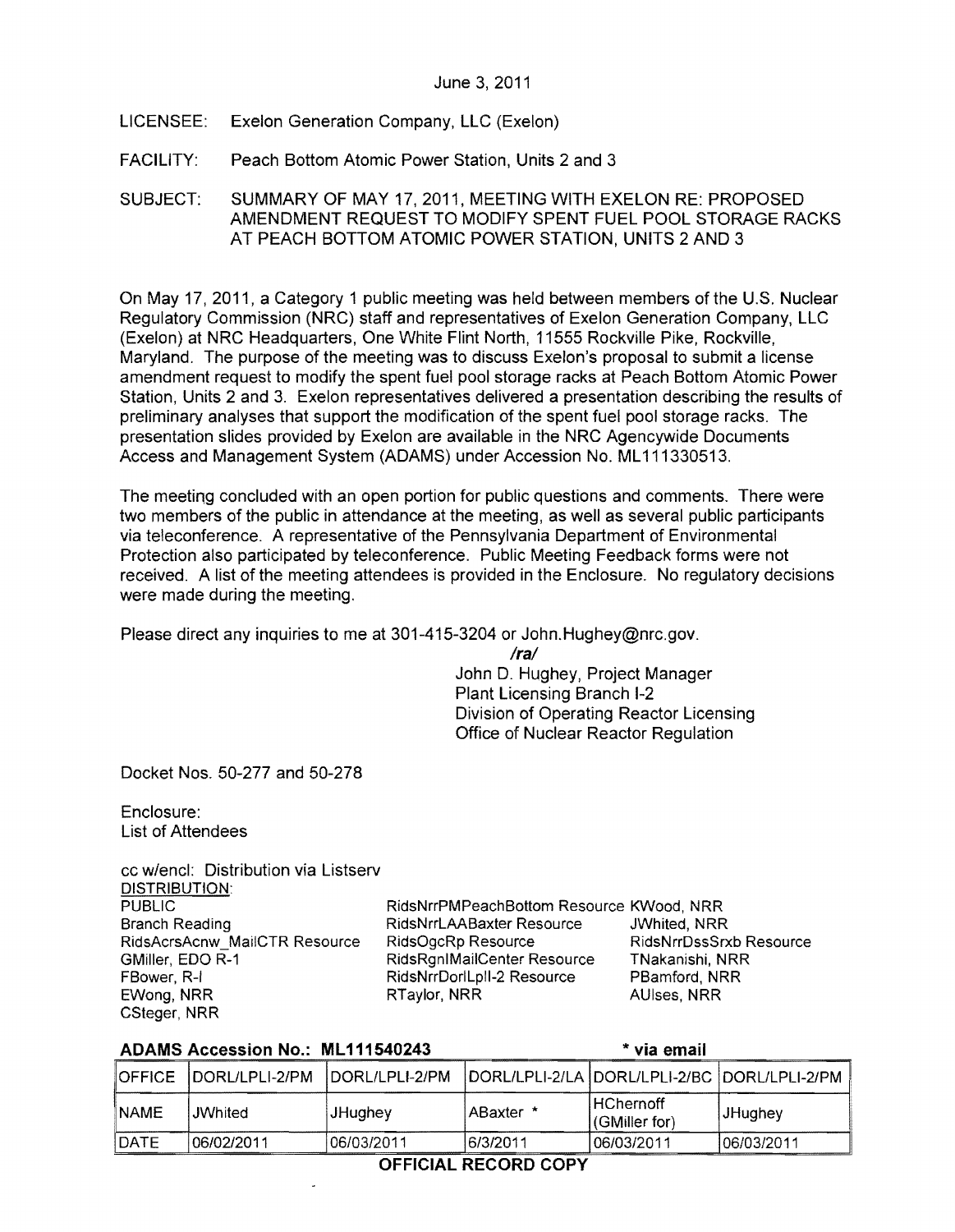June 3, 2011

LICENSEE: Exelon Generation Company, LLC (Exelon)

FACILITY: Peach Bottom Atomic Power Station, Units 2 and 3

SUBJECT: SUMMARY OF MAY 17, 2011, MEETING WITH EXELON RE: PROPOSED AMENDMENT REQUEST TO MODIFY SPENT FUEL POOL STORAGE RACKS AT PEACH BOTTOM ATOMIC POWER STATION, UNITS 2 AND 3

On May 17, 2011, a Category 1 public meeting was held between members of the U.S. Nuclear Regulatory Commission (NRC) staff and representatives of Exelon Generation Company, LLC (Exelon) at NRC Headquarters, One White Flint North, 11555 Rockville Pike, Rockville, Maryland. The purpose of the meeting was to discuss Exelon's proposal to submit a license amendment request to modify the spent fuel pool storage racks at Peach Bottom Atomic Power Station, Units 2 and 3. Exelon representatives delivered a presentation describing the results of preliminary analyses that support the modification of the spent fuel pool storage racks. The presentation slides provided by Exelon are available in the NRC Agencywide Documents Access and Management System (ADAMS) under Accession No. ML111330513.

The meeting concluded with an open portion for public questions and comments. There were two members of the public in attendance at the meeting, as well as several public participants via teleconference. A representative of the Pennsylvania Department of Environmental Protection also participated by teleconference. Public Meeting Feedback forms were not received. A list of the meeting attendees is provided in the Enclosure. No regulatory decisions were made during the meeting.

Please direct any inquiries to me at 301-415-3204 or John.Hughey@nrc.gov.

*/ra/*

John D. Hughey, Project Manager
Plant Licensing Branch I-2
Division of Operating Reactor Licensing
Office of Nuclear Reactor Regulation

Docket Nos. 50-277 and 50-278

Enclosure:
List of Attendees

cc w/encl: Distribution via Listserv

DISTRIBUTION:
PUBLIC
Branch Reading
RidsAcrsAcnw_MailCTR Resource
GMiller, EDO R-1
FBower, R-I
EWong, NRR
CSteger, NRR
RidsNrrPMPeachBottom Resource
RidsNrrLAABaxter Resource
RidsOgcRp Resource
RidsRgnIMailCenter Resource
RidsNrrDorlLpll-2 Resource
RTaylor, NRR
KWood, NRR
JWhited, NRR
RidsNrrDssSrxb Resource
TNakanishi, NRR
PBamford, NRR
AUlses, NRR

**ADAMS Accession No.: ML111540243** **\* via email**

| OFFICE | DORL/LPLI-2/PM | DORL/LPLI-2/PM | DORL/LPLI-2/LA | DORL/LPLI-2/BC | DORL/LPLI-2/PM |
|---|---|---|---|---|---|
| NAME | JWhited | JHughey | ABaxter * | HChernoff (GMiller for) | JHughey |
| DATE | 06/02/2011 | 06/03/2011 | 6/3/2011 | 06/03/2011 | 06/03/2011 |

**OFFICIAL RECORD COPY**